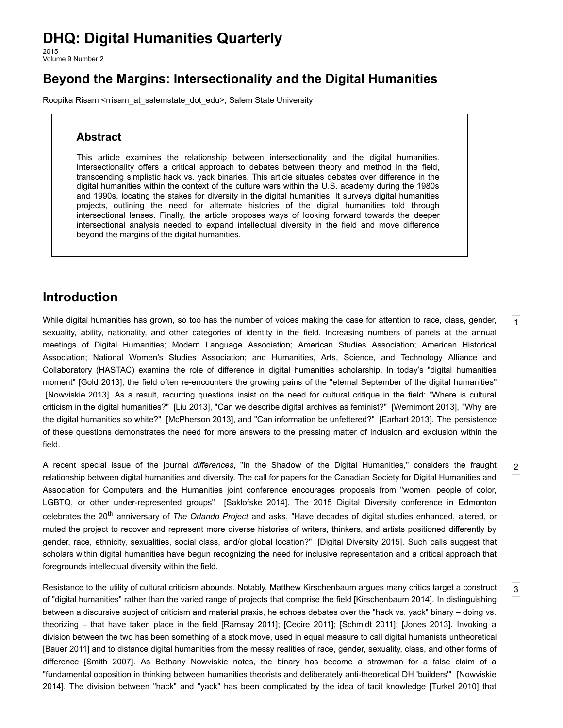# DHQ: Digital Humanities Quarterly

2015
Volume 9 Number 2

## Beyond the Margins: Intersectionality and the Digital Humanities

Roopika Risam <rrisam_at_salemstate_dot_edu>, Salem State University

### Abstract

This article examines the relationship between intersectionality and the digital humanities. Intersectionality offers a critical approach to debates between theory and method in the field, transcending simplistic hack vs. yack binaries. This article situates debates over difference in the digital humanities within the context of the culture wars within the U.S. academy during the 1980s and 1990s, locating the stakes for diversity in the digital humanities. It surveys digital humanities projects, outlining the need for alternate histories of the digital humanities told through intersectional lenses. Finally, the article proposes ways of looking forward towards the deeper intersectional analysis needed to expand intellectual diversity in the field and move difference beyond the margins of the digital humanities.

## Introduction

1 While digital humanities has grown, so too has the number of voices making the case for attention to race, class, gender, sexuality, ability, nationality, and other categories of identity in the field. Increasing numbers of panels at the annual meetings of Digital Humanities; Modern Language Association; American Studies Association; American Historical Association; National Women's Studies Association; and Humanities, Arts, Science, and Technology Alliance and Collaboratory (HASTAC) examine the role of difference in digital humanities scholarship. In today's "digital humanities moment" [Gold 2013], the field often re-encounters the growing pains of the "eternal September of the digital humanities" [Nowviskie 2013]. As a result, recurring questions insist on the need for cultural critique in the field: "Where is cultural criticism in the digital humanities?" [Liu 2013], "Can we describe digital archives as feminist?" [Wernimont 2013], "Why are the digital humanities so white?" [McPherson 2013], and "Can information be unfettered?" [Earhart 2013]. The persistence of these questions demonstrates the need for more answers to the pressing matter of inclusion and exclusion within the field.

2 A recent special issue of the journal *differences*, "In the Shadow of the Digital Humanities," considers the fraught relationship between digital humanities and diversity. The call for papers for the Canadian Society for Digital Humanities and Association for Computers and the Humanities joint conference encourages proposals from "women, people of color, LGBTQ, or other under-represented groups" [Saklofske 2014]. The 2015 Digital Diversity conference in Edmonton celebrates the 20th anniversary of *The Orlando Project* and asks, "Have decades of digital studies enhanced, altered, or muted the project to recover and represent more diverse histories of writers, thinkers, and artists positioned differently by gender, race, ethnicity, sexualities, social class, and/or global location?" [Digital Diversity 2015]. Such calls suggest that scholars within digital humanities have begun recognizing the need for inclusive representation and a critical approach that foregrounds intellectual diversity within the field.

3 Resistance to the utility of cultural criticism abounds. Notably, Matthew Kirschenbaum argues many critics target a construct of "digital humanities" rather than the varied range of projects that comprise the field [Kirschenbaum 2014]. In distinguishing between a discursive subject of criticism and material praxis, he echoes debates over the "hack vs. yack" binary – doing vs. theorizing – that have taken place in the field [Ramsay 2011]; [Cecire 2011]; [Schmidt 2011]; [Jones 2013]. Invoking a division between the two has been something of a stock move, used in equal measure to call digital humanists untheoretical [Bauer 2011] and to distance digital humanities from the messy realities of race, gender, sexuality, class, and other forms of difference [Smith 2007]. As Bethany Nowviskie notes, the binary has become a strawman for a false claim of a "fundamental opposition in thinking between humanities theorists and deliberately anti-theoretical DH 'builders'" [Nowviskie 2014]. The division between "hack" and "yack" has been complicated by the idea of tacit knowledge [Turkel 2010] that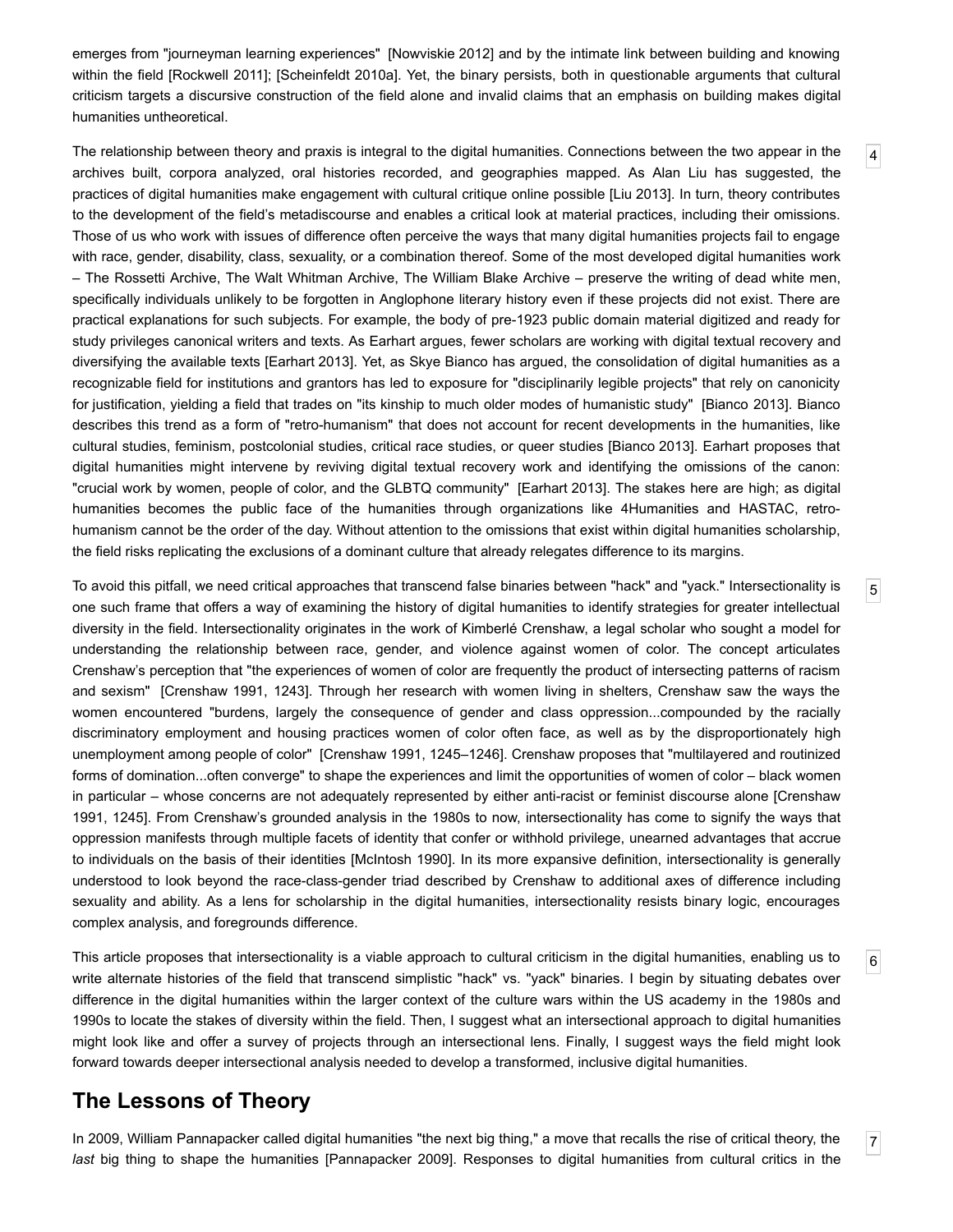emerges from "journeyman learning experiences" [Nowviskie 2012] and by the intimate link between building and knowing within the field [Rockwell 2011]; [Scheinfeldt 2010a]. Yet, the binary persists, both in questionable arguments that cultural criticism targets a discursive construction of the field alone and invalid claims that an emphasis on building makes digital humanities untheoretical.

The relationship between theory and praxis is integral to the digital humanities. Connections between the two appear in the archives built, corpora analyzed, oral histories recorded, and geographies mapped. As Alan Liu has suggested, the practices of digital humanities make engagement with cultural critique online possible [Liu 2013]. In turn, theory contributes to the development of the field's metadiscourse and enables a critical look at material practices, including their omissions. Those of us who work with issues of difference often perceive the ways that many digital humanities projects fail to engage with race, gender, disability, class, sexuality, or a combination thereof. Some of the most developed digital humanities work – The Rossetti Archive, The Walt Whitman Archive, The William Blake Archive – preserve the writing of dead white men, specifically individuals unlikely to be forgotten in Anglophone literary history even if these projects did not exist. There are practical explanations for such subjects. For example, the body of pre-1923 public domain material digitized and ready for study privileges canonical writers and texts. As Earhart argues, fewer scholars are working with digital textual recovery and diversifying the available texts [Earhart 2013]. Yet, as Skye Bianco has argued, the consolidation of digital humanities as a recognizable field for institutions and grantors has led to exposure for "disciplinarily legible projects" that rely on canonicity for justification, yielding a field that trades on "its kinship to much older modes of humanistic study" [Bianco 2013]. Bianco describes this trend as a form of "retro-humanism" that does not account for recent developments in the humanities, like cultural studies, feminism, postcolonial studies, critical race studies, or queer studies [Bianco 2013]. Earhart proposes that digital humanities might intervene by reviving digital textual recovery work and identifying the omissions of the canon: "crucial work by women, people of color, and the GLBTQ community" [Earhart 2013]. The stakes here are high; as digital humanities becomes the public face of the humanities through organizations like 4Humanities and HASTAC, retro-humanism cannot be the order of the day. Without attention to the omissions that exist within digital humanities scholarship, the field risks replicating the exclusions of a dominant culture that already relegates difference to its margins.

To avoid this pitfall, we need critical approaches that transcend false binaries between "hack" and "yack." Intersectionality is one such frame that offers a way of examining the history of digital humanities to identify strategies for greater intellectual diversity in the field. Intersectionality originates in the work of Kimberlé Crenshaw, a legal scholar who sought a model for understanding the relationship between race, gender, and violence against women of color. The concept articulates Crenshaw's perception that "the experiences of women of color are frequently the product of intersecting patterns of racism and sexism" [Crenshaw 1991, 1243]. Through her research with women living in shelters, Crenshaw saw the ways the women encountered "burdens, largely the consequence of gender and class oppression...compounded by the racially discriminatory employment and housing practices women of color often face, as well as by the disproportionately high unemployment among people of color" [Crenshaw 1991, 1245–1246]. Crenshaw proposes that "multilayered and routinized forms of domination...often converge" to shape the experiences and limit the opportunities of women of color – black women in particular – whose concerns are not adequately represented by either anti-racist or feminist discourse alone [Crenshaw 1991, 1245]. From Crenshaw's grounded analysis in the 1980s to now, intersectionality has come to signify the ways that oppression manifests through multiple facets of identity that confer or withhold privilege, unearned advantages that accrue to individuals on the basis of their identities [McIntosh 1990]. In its more expansive definition, intersectionality is generally understood to look beyond the race-class-gender triad described by Crenshaw to additional axes of difference including sexuality and ability. As a lens for scholarship in the digital humanities, intersectionality resists binary logic, encourages complex analysis, and foregrounds difference.

This article proposes that intersectionality is a viable approach to cultural criticism in the digital humanities, enabling us to write alternate histories of the field that transcend simplistic "hack" vs. "yack" binaries. I begin by situating debates over difference in the digital humanities within the larger context of the culture wars within the US academy in the 1980s and 1990s to locate the stakes of diversity within the field. Then, I suggest what an intersectional approach to digital humanities might look like and offer a survey of projects through an intersectional lens. Finally, I suggest ways the field might look forward towards deeper intersectional analysis needed to develop a transformed, inclusive digital humanities.

## The Lessons of Theory

In 2009, William Pannapacker called digital humanities "the next big thing," a move that recalls the rise of critical theory, the *last* big thing to shape the humanities [Pannapacker 2009]. Responses to digital humanities from cultural critics in the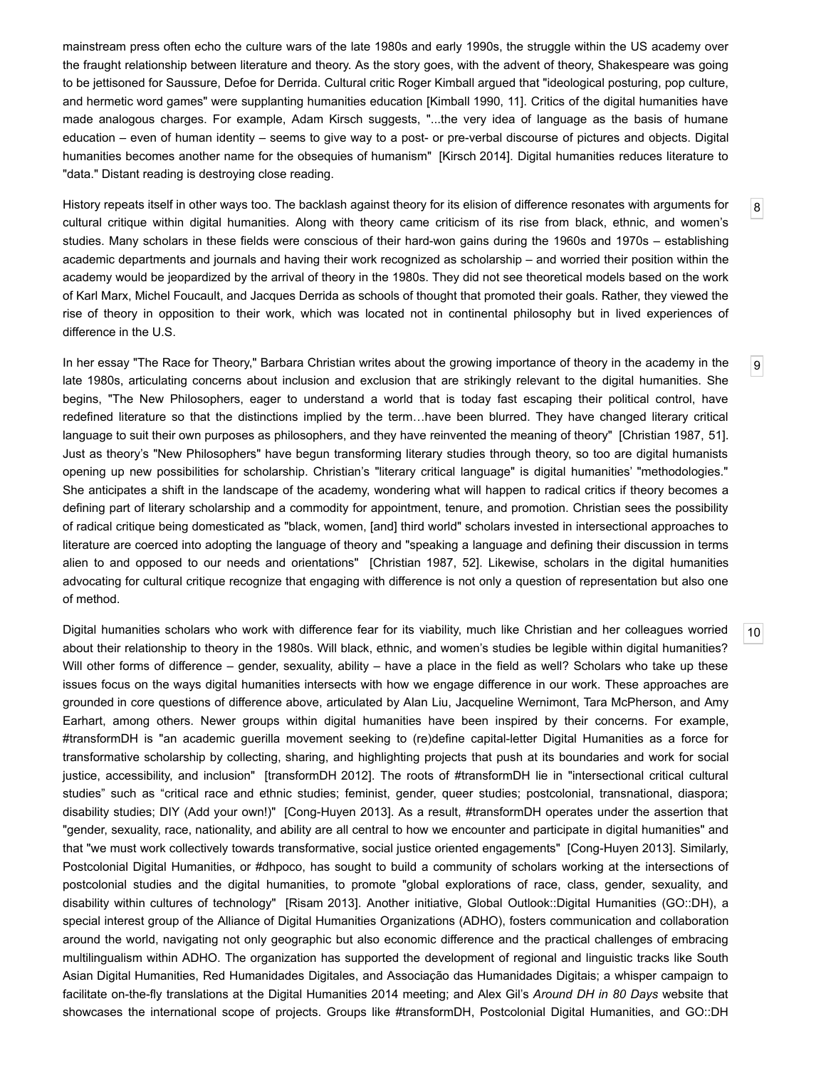mainstream press often echo the culture wars of the late 1980s and early 1990s, the struggle within the US academy over the fraught relationship between literature and theory. As the story goes, with the advent of theory, Shakespeare was going to be jettisoned for Saussure, Defoe for Derrida. Cultural critic Roger Kimball argued that "ideological posturing, pop culture, and hermetic word games" were supplanting humanities education [Kimball 1990, 11]. Critics of the digital humanities have made analogous charges. For example, Adam Kirsch suggests, "...the very idea of language as the basis of humane education – even of human identity – seems to give way to a post- or pre-verbal discourse of pictures and objects. Digital humanities becomes another name for the obsequies of humanism" [Kirsch 2014]. Digital humanities reduces literature to "data." Distant reading is destroying close reading.

8 History repeats itself in other ways too. The backlash against theory for its elision of difference resonates with arguments for cultural critique within digital humanities. Along with theory came criticism of its rise from black, ethnic, and women's studies. Many scholars in these fields were conscious of their hard-won gains during the 1960s and 1970s – establishing academic departments and journals and having their work recognized as scholarship – and worried their position within the academy would be jeopardized by the arrival of theory in the 1980s. They did not see theoretical models based on the work of Karl Marx, Michel Foucault, and Jacques Derrida as schools of thought that promoted their goals. Rather, they viewed the rise of theory in opposition to their work, which was located not in continental philosophy but in lived experiences of difference in the U.S.

9 In her essay "The Race for Theory," Barbara Christian writes about the growing importance of theory in the academy in the late 1980s, articulating concerns about inclusion and exclusion that are strikingly relevant to the digital humanities. She begins, "The New Philosophers, eager to understand a world that is today fast escaping their political control, have redefined literature so that the distinctions implied by the term…have been blurred. They have changed literary critical language to suit their own purposes as philosophers, and they have reinvented the meaning of theory" [Christian 1987, 51]. Just as theory's "New Philosophers" have begun transforming literary studies through theory, so too are digital humanists opening up new possibilities for scholarship. Christian's "literary critical language" is digital humanities' "methodologies." She anticipates a shift in the landscape of the academy, wondering what will happen to radical critics if theory becomes a defining part of literary scholarship and a commodity for appointment, tenure, and promotion. Christian sees the possibility of radical critique being domesticated as "black, women, [and] third world" scholars invested in intersectional approaches to literature are coerced into adopting the language of theory and "speaking a language and defining their discussion in terms alien to and opposed to our needs and orientations" [Christian 1987, 52]. Likewise, scholars in the digital humanities advocating for cultural critique recognize that engaging with difference is not only a question of representation but also one of method.

10 Digital humanities scholars who work with difference fear for its viability, much like Christian and her colleagues worried about their relationship to theory in the 1980s. Will black, ethnic, and women's studies be legible within digital humanities? Will other forms of difference – gender, sexuality, ability – have a place in the field as well? Scholars who take up these issues focus on the ways digital humanities intersects with how we engage difference in our work. These approaches are grounded in core questions of difference above, articulated by Alan Liu, Jacqueline Wernimont, Tara McPherson, and Amy Earhart, among others. Newer groups within digital humanities have been inspired by their concerns. For example, #transformDH is "an academic guerilla movement seeking to (re)define capital-letter Digital Humanities as a force for transformative scholarship by collecting, sharing, and highlighting projects that push at its boundaries and work for social justice, accessibility, and inclusion" [transformDH 2012]. The roots of #transformDH lie in "intersectional critical cultural studies" such as "critical race and ethnic studies; feminist, gender, queer studies; postcolonial, transnational, diaspora; disability studies; DIY (Add your own!)" [Cong-Huyen 2013]. As a result, #transformDH operates under the assertion that "gender, sexuality, race, nationality, and ability are all central to how we encounter and participate in digital humanities" and that "we must work collectively towards transformative, social justice oriented engagements" [Cong-Huyen 2013]. Similarly, Postcolonial Digital Humanities, or #dhpoco, has sought to build a community of scholars working at the intersections of postcolonial studies and the digital humanities, to promote "global explorations of race, class, gender, sexuality, and disability within cultures of technology" [Risam 2013]. Another initiative, Global Outlook::Digital Humanities (GO::DH), a special interest group of the Alliance of Digital Humanities Organizations (ADHO), fosters communication and collaboration around the world, navigating not only geographic but also economic difference and the practical challenges of embracing multilingualism within ADHO. The organization has supported the development of regional and linguistic tracks like South Asian Digital Humanities, Red Humanidades Digitales, and Associação das Humanidades Digitais; a whisper campaign to facilitate on-the-fly translations at the Digital Humanities 2014 meeting; and Alex Gil's *Around DH in 80 Days* website that showcases the international scope of projects. Groups like #transformDH, Postcolonial Digital Humanities, and GO::DH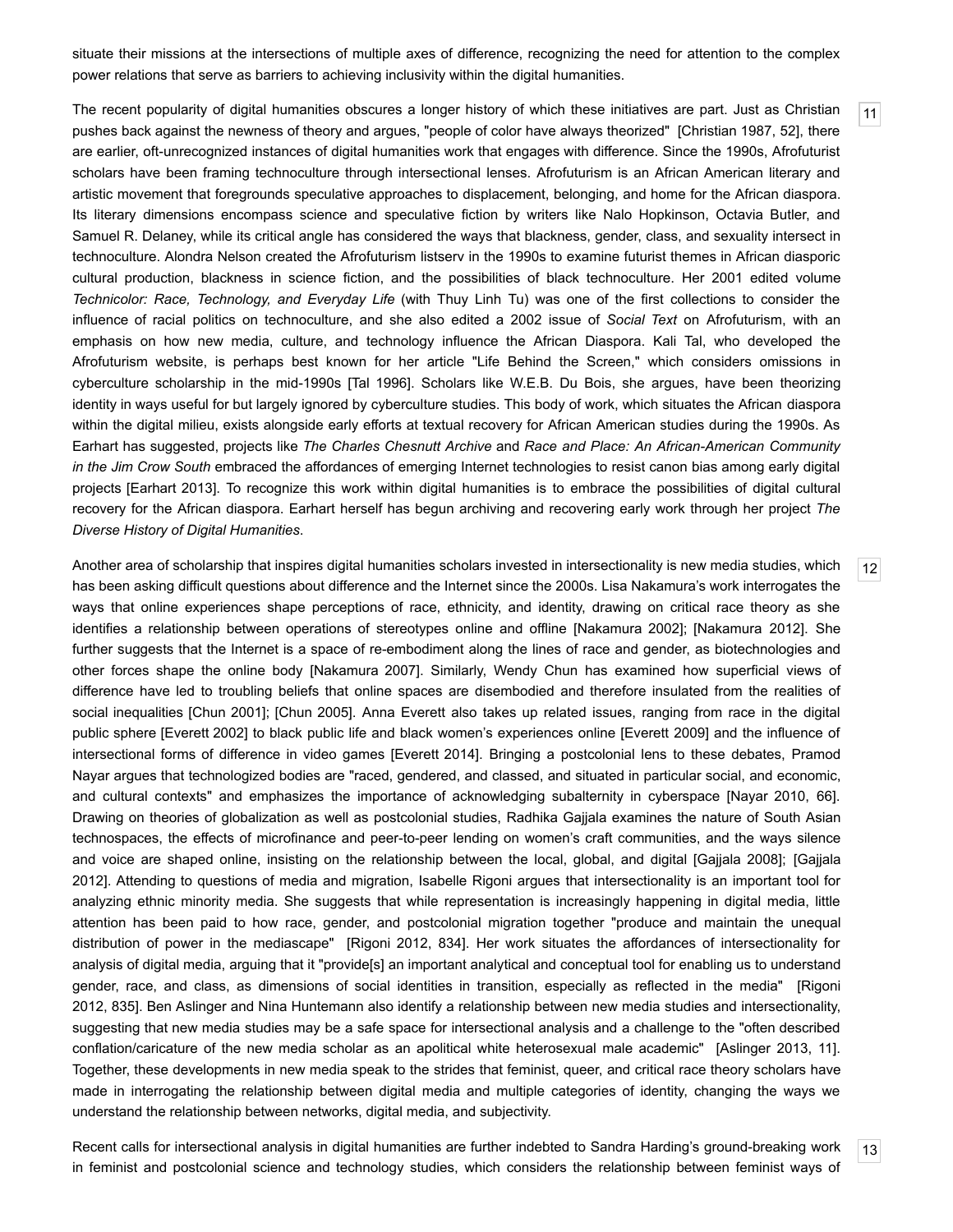situate their missions at the intersections of multiple axes of difference, recognizing the need for attention to the complex power relations that serve as barriers to achieving inclusivity within the digital humanities.

[11] The recent popularity of digital humanities obscures a longer history of which these initiatives are part. Just as Christian pushes back against the newness of theory and argues, "people of color have always theorized" [Christian 1987, 52], there are earlier, oft-unrecognized instances of digital humanities work that engages with difference. Since the 1990s, Afrofuturist scholars have been framing technoculture through intersectional lenses. Afrofuturism is an African American literary and artistic movement that foregrounds speculative approaches to displacement, belonging, and home for the African diaspora. Its literary dimensions encompass science and speculative fiction by writers like Nalo Hopkinson, Octavia Butler, and Samuel R. Delaney, while its critical angle has considered the ways that blackness, gender, class, and sexuality intersect in technoculture. Alondra Nelson created the Afrofuturism listserv in the 1990s to examine futurist themes in African diasporic cultural production, blackness in science fiction, and the possibilities of black technoculture. Her 2001 edited volume *Technicolor: Race, Technology, and Everyday Life* (with Thuy Linh Tu) was one of the first collections to consider the influence of racial politics on technoculture, and she also edited a 2002 issue of *Social Text* on Afrofuturism, with an emphasis on how new media, culture, and technology influence the African Diaspora. Kali Tal, who developed the Afrofuturism website, is perhaps best known for her article "Life Behind the Screen," which considers omissions in cyberculture scholarship in the mid-1990s [Tal 1996]. Scholars like W.E.B. Du Bois, she argues, have been theorizing identity in ways useful for but largely ignored by cyberculture studies. This body of work, which situates the African diaspora within the digital milieu, exists alongside early efforts at textual recovery for African American studies during the 1990s. As Earhart has suggested, projects like *The Charles Chesnutt Archive* and *Race and Place: An African-American Community in the Jim Crow South* embraced the affordances of emerging Internet technologies to resist canon bias among early digital projects [Earhart 2013]. To recognize this work within digital humanities is to embrace the possibilities of digital cultural recovery for the African diaspora. Earhart herself has begun archiving and recovering early work through her project *The Diverse History of Digital Humanities*.

[12] Another area of scholarship that inspires digital humanities scholars invested in intersectionality is new media studies, which has been asking difficult questions about difference and the Internet since the 2000s. Lisa Nakamura's work interrogates the ways that online experiences shape perceptions of race, ethnicity, and identity, drawing on critical race theory as she identifies a relationship between operations of stereotypes online and offline [Nakamura 2002]; [Nakamura 2012]. She further suggests that the Internet is a space of re-embodiment along the lines of race and gender, as biotechnologies and other forces shape the online body [Nakamura 2007]. Similarly, Wendy Chun has examined how superficial views of difference have led to troubling beliefs that online spaces are disembodied and therefore insulated from the realities of social inequalities [Chun 2001]; [Chun 2005]. Anna Everett also takes up related issues, ranging from race in the digital public sphere [Everett 2002] to black public life and black women's experiences online [Everett 2009] and the influence of intersectional forms of difference in video games [Everett 2014]. Bringing a postcolonial lens to these debates, Pramod Nayar argues that technologized bodies are "raced, gendered, and classed, and situated in particular social, and economic, and cultural contexts" and emphasizes the importance of acknowledging subalternity in cyberspace [Nayar 2010, 66]. Drawing on theories of globalization as well as postcolonial studies, Radhika Gajjala examines the nature of South Asian technospaces, the effects of microfinance and peer-to-peer lending on women's craft communities, and the ways silence and voice are shaped online, insisting on the relationship between the local, global, and digital [Gajjala 2008]; [Gajjala 2012]. Attending to questions of media and migration, Isabelle Rigoni argues that intersectionality is an important tool for analyzing ethnic minority media. She suggests that while representation is increasingly happening in digital media, little attention has been paid to how race, gender, and postcolonial migration together "produce and maintain the unequal distribution of power in the mediascape" [Rigoni 2012, 834]. Her work situates the affordances of intersectionality for analysis of digital media, arguing that it "provide[s] an important analytical and conceptual tool for enabling us to understand gender, race, and class, as dimensions of social identities in transition, especially as reflected in the media" [Rigoni 2012, 835]. Ben Aslinger and Nina Huntemann also identify a relationship between new media studies and intersectionality, suggesting that new media studies may be a safe space for intersectional analysis and a challenge to the "often described conflation/caricature of the new media scholar as an apolitical white heterosexual male academic" [Aslinger 2013, 11]. Together, these developments in new media speak to the strides that feminist, queer, and critical race theory scholars have made in interrogating the relationship between digital media and multiple categories of identity, changing the ways we understand the relationship between networks, digital media, and subjectivity.

[13] Recent calls for intersectional analysis in digital humanities are further indebted to Sandra Harding's ground-breaking work in feminist and postcolonial science and technology studies, which considers the relationship between feminist ways of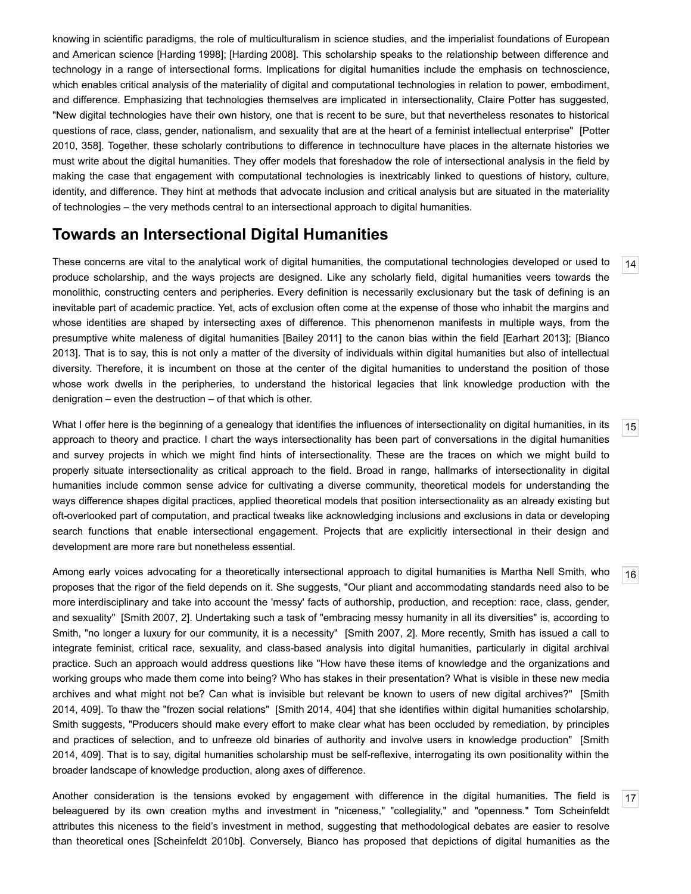knowing in scientific paradigms, the role of multiculturalism in science studies, and the imperialist foundations of European and American science [Harding 1998]; [Harding 2008]. This scholarship speaks to the relationship between difference and technology in a range of intersectional forms. Implications for digital humanities include the emphasis on technoscience, which enables critical analysis of the materiality of digital and computational technologies in relation to power, embodiment, and difference. Emphasizing that technologies themselves are implicated in intersectionality, Claire Potter has suggested, "New digital technologies have their own history, one that is recent to be sure, but that nevertheless resonates to historical questions of race, class, gender, nationalism, and sexuality that are at the heart of a feminist intellectual enterprise" [Potter 2010, 358]. Together, these scholarly contributions to difference in technoculture have places in the alternate histories we must write about the digital humanities. They offer models that foreshadow the role of intersectional analysis in the field by making the case that engagement with computational technologies is inextricably linked to questions of history, culture, identity, and difference. They hint at methods that advocate inclusion and critical analysis but are situated in the materiality of technologies – the very methods central to an intersectional approach to digital humanities.

## Towards an Intersectional Digital Humanities

14

These concerns are vital to the analytical work of digital humanities, the computational technologies developed or used to produce scholarship, and the ways projects are designed. Like any scholarly field, digital humanities veers towards the monolithic, constructing centers and peripheries. Every definition is necessarily exclusionary but the task of defining is an inevitable part of academic practice. Yet, acts of exclusion often come at the expense of those who inhabit the margins and whose identities are shaped by intersecting axes of difference. This phenomenon manifests in multiple ways, from the presumptive white maleness of digital humanities [Bailey 2011] to the canon bias within the field [Earhart 2013]; [Bianco 2013]. That is to say, this is not only a matter of the diversity of individuals within digital humanities but also of intellectual diversity. Therefore, it is incumbent on those at the center of the digital humanities to understand the position of those whose work dwells in the peripheries, to understand the historical legacies that link knowledge production with the denigration – even the destruction – of that which is other.

15

What I offer here is the beginning of a genealogy that identifies the influences of intersectionality on digital humanities, in its approach to theory and practice. I chart the ways intersectionality has been part of conversations in the digital humanities and survey projects in which we might find hints of intersectionality. These are the traces on which we might build to properly situate intersectionality as critical approach to the field. Broad in range, hallmarks of intersectionality in digital humanities include common sense advice for cultivating a diverse community, theoretical models for understanding the ways difference shapes digital practices, applied theoretical models that position intersectionality as an already existing but oft-overlooked part of computation, and practical tweaks like acknowledging inclusions and exclusions in data or developing search functions that enable intersectional engagement. Projects that are explicitly intersectional in their design and development are more rare but nonetheless essential.

16

Among early voices advocating for a theoretically intersectional approach to digital humanities is Martha Nell Smith, who proposes that the rigor of the field depends on it. She suggests, "Our pliant and accommodating standards need also to be more interdisciplinary and take into account the 'messy' facts of authorship, production, and reception: race, class, gender, and sexuality" [Smith 2007, 2]. Undertaking such a task of "embracing messy humanity in all its diversities" is, according to Smith, "no longer a luxury for our community, it is a necessity" [Smith 2007, 2]. More recently, Smith has issued a call to integrate feminist, critical race, sexuality, and class-based analysis into digital humanities, particularly in digital archival practice. Such an approach would address questions like "How have these items of knowledge and the organizations and working groups who made them come into being? Who has stakes in their presentation? What is visible in these new media archives and what might not be? Can what is invisible but relevant be known to users of new digital archives?" [Smith 2014, 409]. To thaw the "frozen social relations" [Smith 2014, 404] that she identifies within digital humanities scholarship, Smith suggests, "Producers should make every effort to make clear what has been occluded by remediation, by principles and practices of selection, and to unfreeze old binaries of authority and involve users in knowledge production" [Smith 2014, 409]. That is to say, digital humanities scholarship must be self-reflexive, interrogating its own positionality within the broader landscape of knowledge production, along axes of difference.

17

Another consideration is the tensions evoked by engagement with difference in the digital humanities. The field is beleaguered by its own creation myths and investment in "niceness," "collegiality," and "openness." Tom Scheinfeldt attributes this niceness to the field's investment in method, suggesting that methodological debates are easier to resolve than theoretical ones [Scheinfeldt 2010b]. Conversely, Bianco has proposed that depictions of digital humanities as the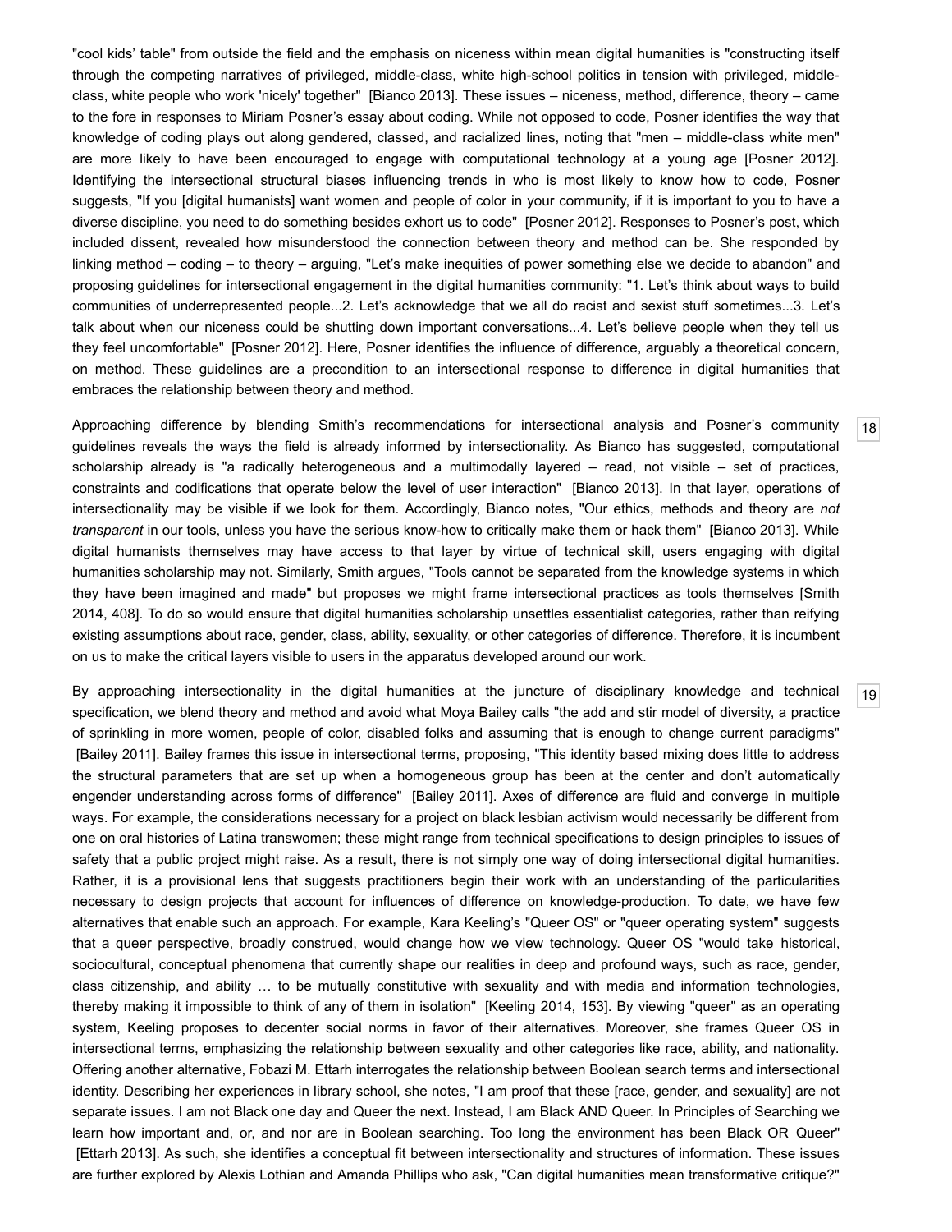"cool kids' table" from outside the field and the emphasis on niceness within mean digital humanities is "constructing itself through the competing narratives of privileged, middle-class, white high-school politics in tension with privileged, middle-class, white people who work 'nicely' together" [Bianco 2013]. These issues – niceness, method, difference, theory – came to the fore in responses to Miriam Posner's essay about coding. While not opposed to code, Posner identifies the way that knowledge of coding plays out along gendered, classed, and racialized lines, noting that "men – middle-class white men" are more likely to have been encouraged to engage with computational technology at a young age [Posner 2012]. Identifying the intersectional structural biases influencing trends in who is most likely to know how to code, Posner suggests, "If you [digital humanists] want women and people of color in your community, if it is important to you to have a diverse discipline, you need to do something besides exhort us to code" [Posner 2012]. Responses to Posner's post, which included dissent, revealed how misunderstood the connection between theory and method can be. She responded by linking method – coding – to theory – arguing, "Let's make inequities of power something else we decide to abandon" and proposing guidelines for intersectional engagement in the digital humanities community: "1. Let's think about ways to build communities of underrepresented people...2. Let's acknowledge that we all do racist and sexist stuff sometimes...3. Let's talk about when our niceness could be shutting down important conversations...4. Let's believe people when they tell us they feel uncomfortable" [Posner 2012]. Here, Posner identifies the influence of difference, arguably a theoretical concern, on method. These guidelines are a precondition to an intersectional response to difference in digital humanities that embraces the relationship between theory and method.

Approaching difference by blending Smith's recommendations for intersectional analysis and Posner's community guidelines reveals the ways the field is already informed by intersectionality. As Bianco has suggested, computational scholarship already is "a radically heterogeneous and a multimodally layered – read, not visible – set of practices, constraints and codifications that operate below the level of user interaction" [Bianco 2013]. In that layer, operations of intersectionality may be visible if we look for them. Accordingly, Bianco notes, "Our ethics, methods and theory are *not transparent* in our tools, unless you have the serious know-how to critically make them or hack them" [Bianco 2013]. While digital humanists themselves may have access to that layer by virtue of technical skill, users engaging with digital humanities scholarship may not. Similarly, Smith argues, "Tools cannot be separated from the knowledge systems in which they have been imagined and made" but proposes we might frame intersectional practices as tools themselves [Smith 2014, 408]. To do so would ensure that digital humanities scholarship unsettles essentialist categories, rather than reifying existing assumptions about race, gender, class, ability, sexuality, or other categories of difference. Therefore, it is incumbent on us to make the critical layers visible to users in the apparatus developed around our work.

By approaching intersectionality in the digital humanities at the juncture of disciplinary knowledge and technical specification, we blend theory and method and avoid what Moya Bailey calls "the add and stir model of diversity, a practice of sprinkling in more women, people of color, disabled folks and assuming that is enough to change current paradigms" [Bailey 2011]. Bailey frames this issue in intersectional terms, proposing, "This identity based mixing does little to address the structural parameters that are set up when a homogeneous group has been at the center and don't automatically engender understanding across forms of difference" [Bailey 2011]. Axes of difference are fluid and converge in multiple ways. For example, the considerations necessary for a project on black lesbian activism would necessarily be different from one on oral histories of Latina transwomen; these might range from technical specifications to design principles to issues of safety that a public project might raise. As a result, there is not simply one way of doing intersectional digital humanities. Rather, it is a provisional lens that suggests practitioners begin their work with an understanding of the particularities necessary to design projects that account for influences of difference on knowledge-production. To date, we have few alternatives that enable such an approach. For example, Kara Keeling's "Queer OS" or "queer operating system" suggests that a queer perspective, broadly construed, would change how we view technology. Queer OS "would take historical, sociocultural, conceptual phenomena that currently shape our realities in deep and profound ways, such as race, gender, class citizenship, and ability … to be mutually constitutive with sexuality and with media and information technologies, thereby making it impossible to think of any of them in isolation" [Keeling 2014, 153]. By viewing "queer" as an operating system, Keeling proposes to decenter social norms in favor of their alternatives. Moreover, she frames Queer OS in intersectional terms, emphasizing the relationship between sexuality and other categories like race, ability, and nationality. Offering another alternative, Fobazi M. Ettarh interrogates the relationship between Boolean search terms and intersectional identity. Describing her experiences in library school, she notes, "I am proof that these [race, gender, and sexuality] are not separate issues. I am not Black one day and Queer the next. Instead, I am Black AND Queer. In Principles of Searching we learn how important and, or, and nor are in Boolean searching. Too long the environment has been Black OR Queer" [Ettarh 2013]. As such, she identifies a conceptual fit between intersectionality and structures of information. These issues are further explored by Alexis Lothian and Amanda Phillips who ask, "Can digital humanities mean transformative critique?"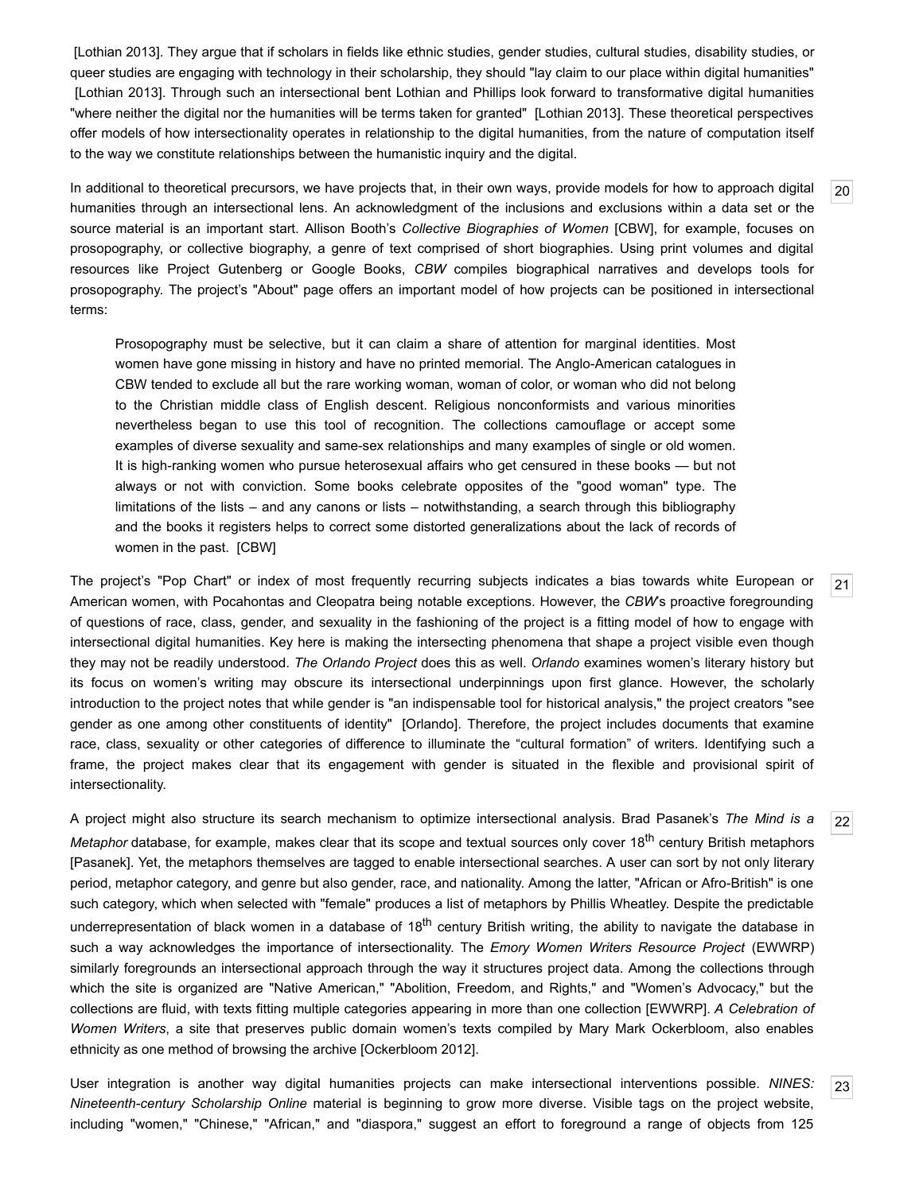[Lothian 2013]. They argue that if scholars in fields like ethnic studies, gender studies, cultural studies, disability studies, or queer studies are engaging with technology in their scholarship, they should "lay claim to our place within digital humanities" [Lothian 2013]. Through such an intersectional bent Lothian and Phillips look forward to transformative digital humanities "where neither the digital nor the humanities will be terms taken for granted" [Lothian 2013]. These theoretical perspectives offer models of how intersectionality operates in relationship to the digital humanities, from the nature of computation itself to the way we constitute relationships between the humanistic inquiry and the digital.

[20] In additional to theoretical precursors, we have projects that, in their own ways, provide models for how to approach digital humanities through an intersectional lens. An acknowledgment of the inclusions and exclusions within a data set or the source material is an important start. Allison Booth's *Collective Biographies of Women* [CBW], for example, focuses on prosopography, or collective biography, a genre of text comprised of short biographies. Using print volumes and digital resources like Project Gutenberg or Google Books, *CBW* compiles biographical narratives and develops tools for prosopography. The project's "About" page offers an important model of how projects can be positioned in intersectional terms:

> Prosopography must be selective, but it can claim a share of attention for marginal identities. Most women have gone missing in history and have no printed memorial. The Anglo-American catalogues in CBW tended to exclude all but the rare working woman, woman of color, or woman who did not belong to the Christian middle class of English descent. Religious nonconformists and various minorities nevertheless began to use this tool of recognition. The collections camouflage or accept some examples of diverse sexuality and same-sex relationships and many examples of single or old women. It is high-ranking women who pursue heterosexual affairs who get censured in these books — but not always or not with conviction. Some books celebrate opposites of the "good woman" type. The limitations of the lists – and any canons or lists – notwithstanding, a search through this bibliography and the books it registers helps to correct some distorted generalizations about the lack of records of women in the past. [CBW]

[21] The project's "Pop Chart" or index of most frequently recurring subjects indicates a bias towards white European or American women, with Pocahontas and Cleopatra being notable exceptions. However, the *CBW*'s proactive foregrounding of questions of race, class, gender, and sexuality in the fashioning of the project is a fitting model of how to engage with intersectional digital humanities. Key here is making the intersecting phenomena that shape a project visible even though they may not be readily understood. *The Orlando Project* does this as well. *Orlando* examines women's literary history but its focus on women's writing may obscure its intersectional underpinnings upon first glance. However, the scholarly introduction to the project notes that while gender is "an indispensable tool for historical analysis," the project creators "see gender as one among other constituents of identity" [Orlando]. Therefore, the project includes documents that examine race, class, sexuality or other categories of difference to illuminate the "cultural formation" of writers. Identifying such a frame, the project makes clear that its engagement with gender is situated in the flexible and provisional spirit of intersectionality.

[22] A project might also structure its search mechanism to optimize intersectional analysis. Brad Pasanek's *The Mind is a Metaphor* database, for example, makes clear that its scope and textual sources only cover 18th century British metaphors [Pasanek]. Yet, the metaphors themselves are tagged to enable intersectional searches. A user can sort by not only literary period, metaphor category, and genre but also gender, race, and nationality. Among the latter, "African or Afro-British" is one such category, which when selected with "female" produces a list of metaphors by Phillis Wheatley. Despite the predictable underrepresentation of black women in a database of 18th century British writing, the ability to navigate the database in such a way acknowledges the importance of intersectionality. The *Emory Women Writers Resource Project* (EWWRP) similarly foregrounds an intersectional approach through the way it structures project data. Among the collections through which the site is organized are "Native American," "Abolition, Freedom, and Rights," and "Women's Advocacy," but the collections are fluid, with texts fitting multiple categories appearing in more than one collection [EWWRP]. *A Celebration of Women Writers*, a site that preserves public domain women's texts compiled by Mary Mark Ockerbloom, also enables ethnicity as one method of browsing the archive [Ockerbloom 2012].

[23] User integration is another way digital humanities projects can make intersectional interventions possible. *NINES: Nineteenth-century Scholarship Online* material is beginning to grow more diverse. Visible tags on the project website, including "women," "Chinese," "African," and "diaspora," suggest an effort to foreground a range of objects from 125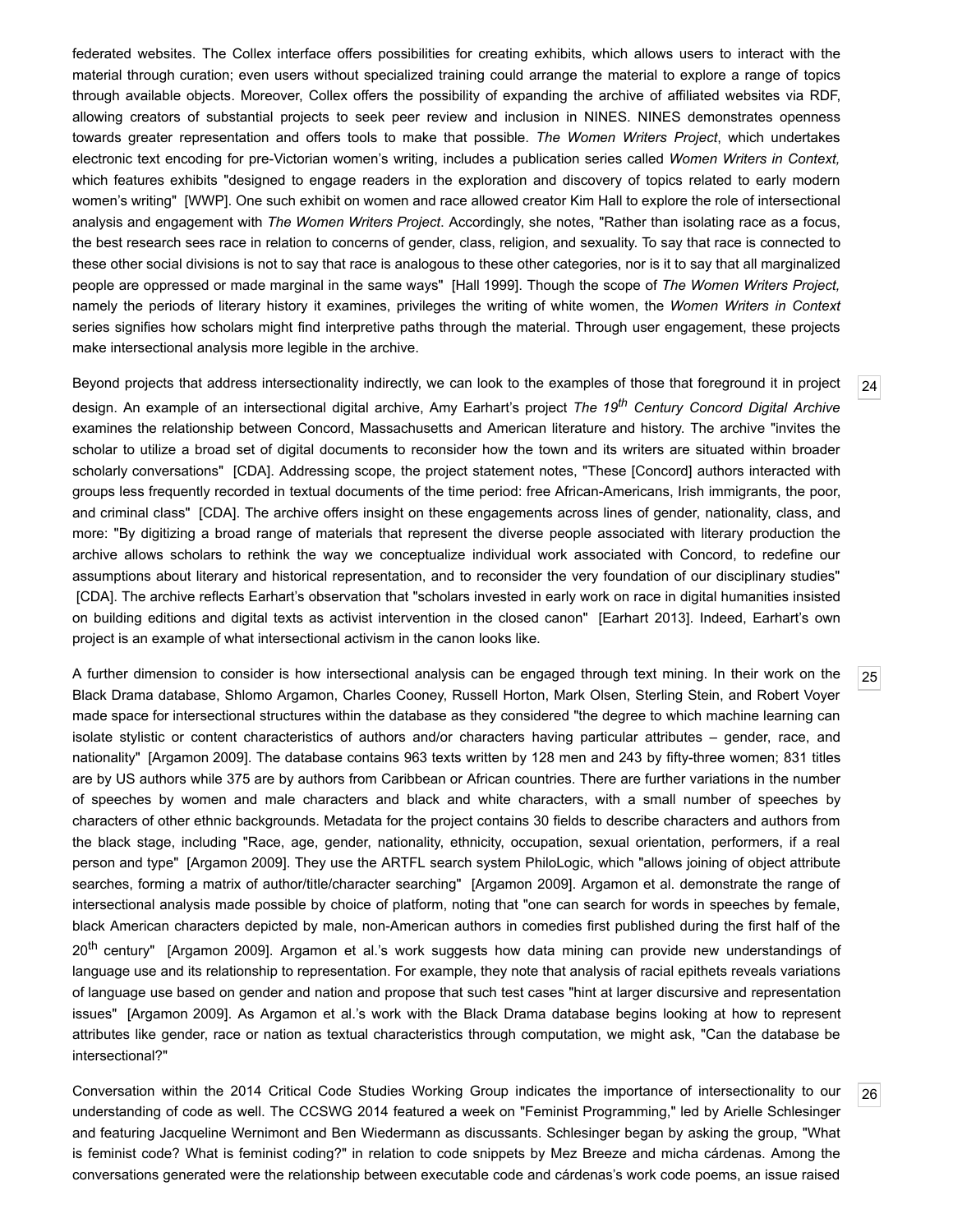federated websites. The Collex interface offers possibilities for creating exhibits, which allows users to interact with the material through curation; even users without specialized training could arrange the material to explore a range of topics through available objects. Moreover, Collex offers the possibility of expanding the archive of affiliated websites via RDF, allowing creators of substantial projects to seek peer review and inclusion in NINES. NINES demonstrates openness towards greater representation and offers tools to make that possible. *The Women Writers Project*, which undertakes electronic text encoding for pre-Victorian women's writing, includes a publication series called *Women Writers in Context,* which features exhibits "designed to engage readers in the exploration and discovery of topics related to early modern women's writing" [WWP]. One such exhibit on women and race allowed creator Kim Hall to explore the role of intersectional analysis and engagement with *The Women Writers Project*. Accordingly, she notes, "Rather than isolating race as a focus, the best research sees race in relation to concerns of gender, class, religion, and sexuality. To say that race is connected to these other social divisions is not to say that race is analogous to these other categories, nor is it to say that all marginalized people are oppressed or made marginal in the same ways" [Hall 1999]. Though the scope of *The Women Writers Project,* namely the periods of literary history it examines, privileges the writing of white women, the *Women Writers in Context* series signifies how scholars might find interpretive paths through the material. Through user engagement, these projects make intersectional analysis more legible in the archive.

24

Beyond projects that address intersectionality indirectly, we can look to the examples of those that foreground it in project design. An example of an intersectional digital archive, Amy Earhart's project *The 19th Century Concord Digital Archive* examines the relationship between Concord, Massachusetts and American literature and history. The archive "invites the scholar to utilize a broad set of digital documents to reconsider how the town and its writers are situated within broader scholarly conversations" [CDA]. Addressing scope, the project statement notes, "These [Concord] authors interacted with groups less frequently recorded in textual documents of the time period: free African-Americans, Irish immigrants, the poor, and criminal class" [CDA]. The archive offers insight on these engagements across lines of gender, nationality, class, and more: "By digitizing a broad range of materials that represent the diverse people associated with literary production the archive allows scholars to rethink the way we conceptualize individual work associated with Concord, to redefine our assumptions about literary and historical representation, and to reconsider the very foundation of our disciplinary studies" [CDA]. The archive reflects Earhart's observation that "scholars invested in early work on race in digital humanities insisted on building editions and digital texts as activist intervention in the closed canon" [Earhart 2013]. Indeed, Earhart's own project is an example of what intersectional activism in the canon looks like.

25

A further dimension to consider is how intersectional analysis can be engaged through text mining. In their work on the Black Drama database, Shlomo Argamon, Charles Cooney, Russell Horton, Mark Olsen, Sterling Stein, and Robert Voyer made space for intersectional structures within the database as they considered "the degree to which machine learning can isolate stylistic or content characteristics of authors and/or characters having particular attributes – gender, race, and nationality" [Argamon 2009]. The database contains 963 texts written by 128 men and 243 by fifty-three women; 831 titles are by US authors while 375 are by authors from Caribbean or African countries. There are further variations in the number of speeches by women and male characters and black and white characters, with a small number of speeches by characters of other ethnic backgrounds. Metadata for the project contains 30 fields to describe characters and authors from the black stage, including "Race, age, gender, nationality, ethnicity, occupation, sexual orientation, performers, if a real person and type" [Argamon 2009]. They use the ARTFL search system PhiloLogic, which "allows joining of object attribute searches, forming a matrix of author/title/character searching" [Argamon 2009]. Argamon et al. demonstrate the range of intersectional analysis made possible by choice of platform, noting that "one can search for words in speeches by female, black American characters depicted by male, non-American authors in comedies first published during the first half of the 20th century" [Argamon 2009]. Argamon et al.'s work suggests how data mining can provide new understandings of language use and its relationship to representation. For example, they note that analysis of racial epithets reveals variations of language use based on gender and nation and propose that such test cases "hint at larger discursive and representation issues" [Argamon 2009]. As Argamon et al.'s work with the Black Drama database begins looking at how to represent attributes like gender, race or nation as textual characteristics through computation, we might ask, "Can the database be intersectional?"

26

Conversation within the 2014 Critical Code Studies Working Group indicates the importance of intersectionality to our understanding of code as well. The CCSWG 2014 featured a week on "Feminist Programming," led by Arielle Schlesinger and featuring Jacqueline Wernimont and Ben Wiedermann as discussants. Schlesinger began by asking the group, "What is feminist code? What is feminist coding?" in relation to code snippets by Mez Breeze and micha cárdenas. Among the conversations generated were the relationship between executable code and cárdenas's work code poems, an issue raised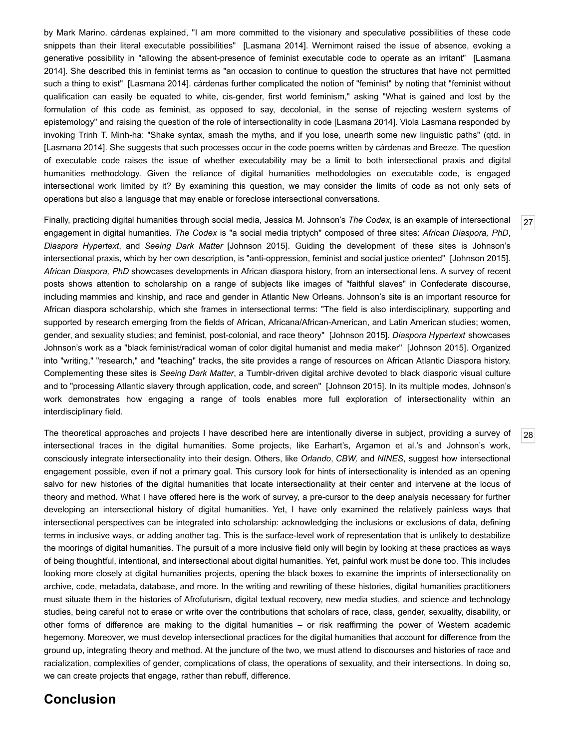by Mark Marino. cárdenas explained, "I am more committed to the visionary and speculative possibilities of these code snippets than their literal executable possibilities" [Lasmana 2014]. Wernimont raised the issue of absence, evoking a generative possibility in "allowing the absent-presence of feminist executable code to operate as an irritant" [Lasmana 2014]. She described this in feminist terms as "an occasion to continue to question the structures that have not permitted such a thing to exist" [Lasmana 2014]. cárdenas further complicated the notion of "feminist" by noting that "feminist without qualification can easily be equated to white, cis-gender, first world feminism," asking "What is gained and lost by the formulation of this code as feminist, as opposed to say, decolonial, in the sense of rejecting western systems of epistemology" and raising the question of the role of intersectionality in code [Lasmana 2014]. Viola Lasmana responded by invoking Trinh T. Minh-ha: "Shake syntax, smash the myths, and if you lose, unearth some new linguistic paths" (qtd. in [Lasmana 2014]. She suggests that such processes occur in the code poems written by cárdenas and Breeze. The question of executable code raises the issue of whether executability may be a limit to both intersectional praxis and digital humanities methodology. Given the reliance of digital humanities methodologies on executable code, is engaged intersectional work limited by it? By examining this question, we may consider the limits of code as not only sets of operations but also a language that may enable or foreclose intersectional conversations.

27

Finally, practicing digital humanities through social media, Jessica M. Johnson's *The Codex,* is an example of intersectional engagement in digital humanities. *The Codex* is "a social media triptych" composed of three sites: *African Diaspora, PhD*, *Diaspora Hypertext*, and *Seeing Dark Matter* [Johnson 2015]. Guiding the development of these sites is Johnson's intersectional praxis, which by her own description, is "anti-oppression, feminist and social justice oriented" [Johnson 2015]. *African Diaspora, PhD* showcases developments in African diaspora history, from an intersectional lens. A survey of recent posts shows attention to scholarship on a range of subjects like images of "faithful slaves" in Confederate discourse, including mammies and kinship, and race and gender in Atlantic New Orleans. Johnson's site is an important resource for African diaspora scholarship, which she frames in intersectional terms: "The field is also interdisciplinary, supporting and supported by research emerging from the fields of African, Africana/African-American, and Latin American studies; women, gender, and sexuality studies; and feminist, post-colonial, and race theory" [Johnson 2015]. *Diaspora Hypertext* showcases Johnson's work as a "black feminist/radical woman of color digital humanist and media maker" [Johnson 2015]. Organized into "writing," "research," and "teaching" tracks, the site provides a range of resources on African Atlantic Diaspora history. Complementing these sites is *Seeing Dark Matter*, a Tumblr-driven digital archive devoted to black diasporic visual culture and to "processing Atlantic slavery through application, code, and screen" [Johnson 2015]. In its multiple modes, Johnson's work demonstrates how engaging a range of tools enables more full exploration of intersectionality within an interdisciplinary field.

28

The theoretical approaches and projects I have described here are intentionally diverse in subject, providing a survey of intersectional traces in the digital humanities. Some projects, like Earhart's, Argamon et al.'s and Johnson's work, consciously integrate intersectionality into their design. Others, like *Orlando*, *CBW,* and *NINES*, suggest how intersectional engagement possible, even if not a primary goal. This cursory look for hints of intersectionality is intended as an opening salvo for new histories of the digital humanities that locate intersectionality at their center and intervene at the locus of theory and method. What I have offered here is the work of survey, a pre-cursor to the deep analysis necessary for further developing an intersectional history of digital humanities. Yet, I have only examined the relatively painless ways that intersectional perspectives can be integrated into scholarship: acknowledging the inclusions or exclusions of data, defining terms in inclusive ways, or adding another tag. This is the surface-level work of representation that is unlikely to destabilize the moorings of digital humanities. The pursuit of a more inclusive field only will begin by looking at these practices as ways of being thoughtful, intentional, and intersectional about digital humanities. Yet, painful work must be done too. This includes looking more closely at digital humanities projects, opening the black boxes to examine the imprints of intersectionality on archive, code, metadata, database, and more. In the writing and rewriting of these histories, digital humanities practitioners must situate them in the histories of Afrofuturism, digital textual recovery, new media studies, and science and technology studies, being careful not to erase or write over the contributions that scholars of race, class, gender, sexuality, disability, or other forms of difference are making to the digital humanities – or risk reaffirming the power of Western academic hegemony. Moreover, we must develop intersectional practices for the digital humanities that account for difference from the ground up, integrating theory and method. At the juncture of the two, we must attend to discourses and histories of race and racialization, complexities of gender, complications of class, the operations of sexuality, and their intersections. In doing so, we can create projects that engage, rather than rebuff, difference.

## Conclusion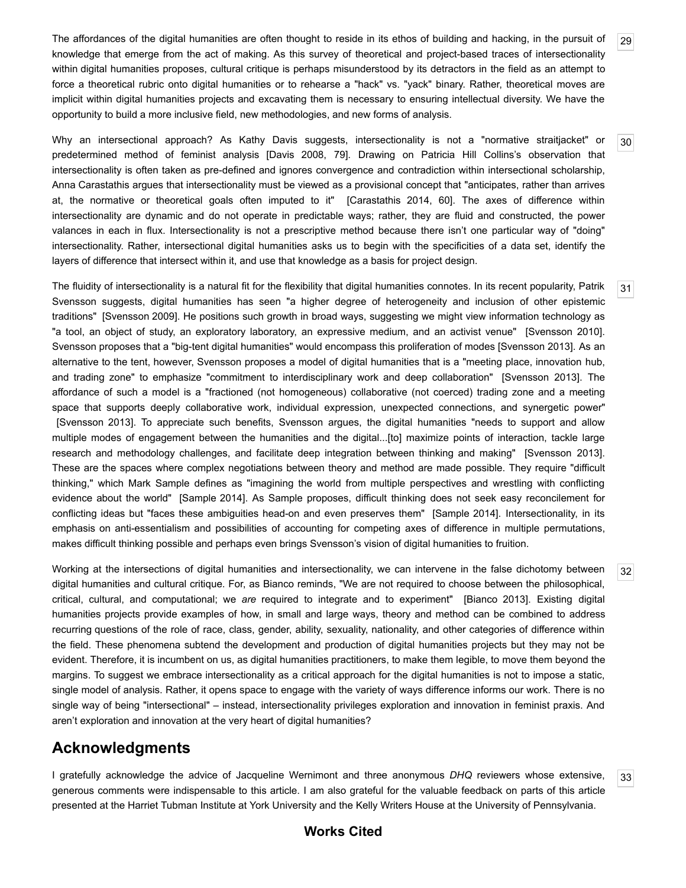The affordances of the digital humanities are often thought to reside in its ethos of building and hacking, in the pursuit of knowledge that emerge from the act of making. As this survey of theoretical and project-based traces of intersectionality within digital humanities proposes, cultural critique is perhaps misunderstood by its detractors in the field as an attempt to force a theoretical rubric onto digital humanities or to rehearse a "hack" vs. "yack" binary. Rather, theoretical moves are implicit within digital humanities projects and excavating them is necessary to ensuring intellectual diversity. We have the opportunity to build a more inclusive field, new methodologies, and new forms of analysis.

Why an intersectional approach? As Kathy Davis suggests, intersectionality is not a "normative straitjacket" or predetermined method of feminist analysis [Davis 2008, 79]. Drawing on Patricia Hill Collins's observation that intersectionality is often taken as pre-defined and ignores convergence and contradiction within intersectional scholarship, Anna Carastathis argues that intersectionality must be viewed as a provisional concept that "anticipates, rather than arrives at, the normative or theoretical goals often imputed to it" [Carastathis 2014, 60]. The axes of difference within intersectionality are dynamic and do not operate in predictable ways; rather, they are fluid and constructed, the power valances in each in flux. Intersectionality is not a prescriptive method because there isn't one particular way of "doing" intersectionality. Rather, intersectional digital humanities asks us to begin with the specificities of a data set, identify the layers of difference that intersect within it, and use that knowledge as a basis for project design.

The fluidity of intersectionality is a natural fit for the flexibility that digital humanities connotes. In its recent popularity, Patrik Svensson suggests, digital humanities has seen "a higher degree of heterogeneity and inclusion of other epistemic traditions" [Svensson 2009]. He positions such growth in broad ways, suggesting we might view information technology as "a tool, an object of study, an exploratory laboratory, an expressive medium, and an activist venue" [Svensson 2010]. Svensson proposes that a "big-tent digital humanities" would encompass this proliferation of modes [Svensson 2013]. As an alternative to the tent, however, Svensson proposes a model of digital humanities that is a "meeting place, innovation hub, and trading zone" to emphasize "commitment to interdisciplinary work and deep collaboration" [Svensson 2013]. The affordance of such a model is a "fractioned (not homogeneous) collaborative (not coerced) trading zone and a meeting space that supports deeply collaborative work, individual expression, unexpected connections, and synergetic power" [Svensson 2013]. To appreciate such benefits, Svensson argues, the digital humanities "needs to support and allow multiple modes of engagement between the humanities and the digital...[to] maximize points of interaction, tackle large research and methodology challenges, and facilitate deep integration between thinking and making" [Svensson 2013]. These are the spaces where complex negotiations between theory and method are made possible. They require "difficult thinking," which Mark Sample defines as "imagining the world from multiple perspectives and wrestling with conflicting evidence about the world" [Sample 2014]. As Sample proposes, difficult thinking does not seek easy reconcilement for conflicting ideas but "faces these ambiguities head-on and even preserves them" [Sample 2014]. Intersectionality, in its emphasis on anti-essentialism and possibilities of accounting for competing axes of difference in multiple permutations, makes difficult thinking possible and perhaps even brings Svensson's vision of digital humanities to fruition.

Working at the intersections of digital humanities and intersectionality, we can intervene in the false dichotomy between digital humanities and cultural critique. For, as Bianco reminds, "We are not required to choose between the philosophical, critical, cultural, and computational; we *are* required to integrate and to experiment" [Bianco 2013]. Existing digital humanities projects provide examples of how, in small and large ways, theory and method can be combined to address recurring questions of the role of race, class, gender, ability, sexuality, nationality, and other categories of difference within the field. These phenomena subtend the development and production of digital humanities projects but they may not be evident. Therefore, it is incumbent on us, as digital humanities practitioners, to make them legible, to move them beyond the margins. To suggest we embrace intersectionality as a critical approach for the digital humanities is not to impose a static, single model of analysis. Rather, it opens space to engage with the variety of ways difference informs our work. There is no single way of being "intersectional" – instead, intersectionality privileges exploration and innovation in feminist praxis. And aren't exploration and innovation at the very heart of digital humanities?

## Acknowledgments

I gratefully acknowledge the advice of Jacqueline Wernimont and three anonymous *DHQ* reviewers whose extensive, generous comments were indispensable to this article. I am also grateful for the valuable feedback on parts of this article presented at the Harriet Tubman Institute at York University and the Kelly Writers House at the University of Pennsylvania.

## Works Cited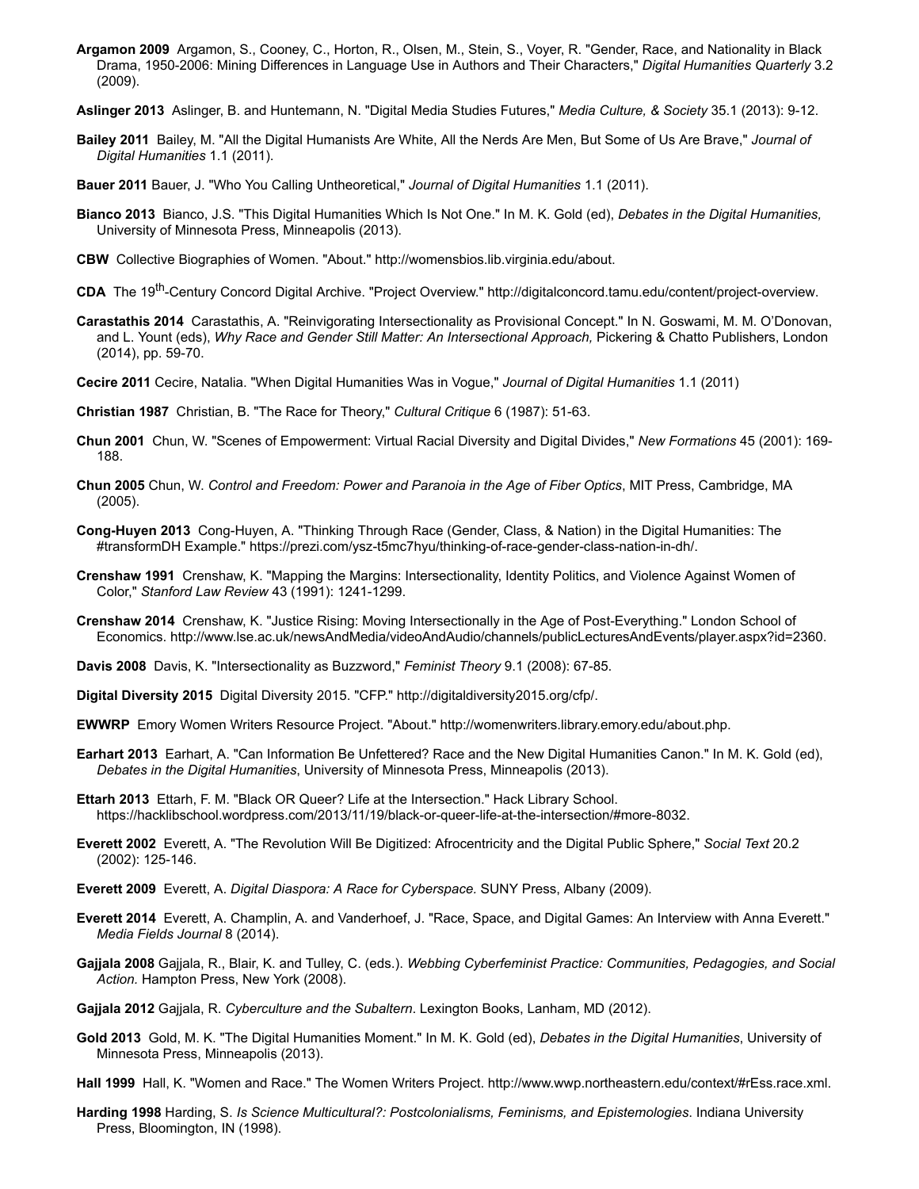**Argamon 2009** Argamon, S., Cooney, C., Horton, R., Olsen, M., Stein, S., Voyer, R. "Gender, Race, and Nationality in Black Drama, 1950-2006: Mining Differences in Language Use in Authors and Their Characters," *Digital Humanities Quarterly* 3.2 (2009).

**Aslinger 2013** Aslinger, B. and Huntemann, N. "Digital Media Studies Futures," *Media Culture, & Society* 35.1 (2013): 9-12.

**Bailey 2011** Bailey, M. "All the Digital Humanists Are White, All the Nerds Are Men, But Some of Us Are Brave," *Journal of Digital Humanities* 1.1 (2011).

**Bauer 2011** Bauer, J. "Who You Calling Untheoretical," *Journal of Digital Humanities* 1.1 (2011).

**Bianco 2013** Bianco, J.S. "This Digital Humanities Which Is Not One." In M. K. Gold (ed), *Debates in the Digital Humanities,* University of Minnesota Press, Minneapolis (2013).

**CBW** Collective Biographies of Women. "About." http://womensbios.lib.virginia.edu/about.

**CDA** The 19th-Century Concord Digital Archive. "Project Overview." http://digitalconcord.tamu.edu/content/project-overview.

**Carastathis 2014** Carastathis, A. "Reinvigorating Intersectionality as Provisional Concept." In N. Goswami, M. M. O'Donovan, and L. Yount (eds), *Why Race and Gender Still Matter: An Intersectional Approach,* Pickering & Chatto Publishers, London (2014), pp. 59-70.

**Cecire 2011** Cecire, Natalia. "When Digital Humanities Was in Vogue," *Journal of Digital Humanities* 1.1 (2011)

**Christian 1987** Christian, B. "The Race for Theory," *Cultural Critique* 6 (1987): 51-63.

**Chun 2001** Chun, W. "Scenes of Empowerment: Virtual Racial Diversity and Digital Divides," *New Formations* 45 (2001): 169-188.

**Chun 2005** Chun, W. *Control and Freedom: Power and Paranoia in the Age of Fiber Optics*, MIT Press, Cambridge, MA (2005).

**Cong-Huyen 2013** Cong-Huyen, A. "Thinking Through Race (Gender, Class, & Nation) in the Digital Humanities: The #transformDH Example." https://prezi.com/ysz-t5mc7hyu/thinking-of-race-gender-class-nation-in-dh/.

**Crenshaw 1991** Crenshaw, K. "Mapping the Margins: Intersectionality, Identity Politics, and Violence Against Women of Color," *Stanford Law Review* 43 (1991): 1241-1299.

**Crenshaw 2014** Crenshaw, K. "Justice Rising: Moving Intersectionally in the Age of Post-Everything." London School of Economics. http://www.lse.ac.uk/newsAndMedia/videoAndAudio/channels/publicLecturesAndEvents/player.aspx?id=2360.

**Davis 2008** Davis, K. "Intersectionality as Buzzword," *Feminist Theory* 9.1 (2008): 67-85.

**Digital Diversity 2015** Digital Diversity 2015. "CFP." http://digitaldiversity2015.org/cfp/.

**EWWRP** Emory Women Writers Resource Project. "About." http://womenwriters.library.emory.edu/about.php.

**Earhart 2013** Earhart, A. "Can Information Be Unfettered? Race and the New Digital Humanities Canon." In M. K. Gold (ed), *Debates in the Digital Humanities*, University of Minnesota Press, Minneapolis (2013).

**Ettarh 2013** Ettarh, F. M. "Black OR Queer? Life at the Intersection." Hack Library School. https://hacklibschool.wordpress.com/2013/11/19/black-or-queer-life-at-the-intersection/#more-8032.

**Everett 2002** Everett, A. "The Revolution Will Be Digitized: Afrocentricity and the Digital Public Sphere," *Social Text* 20.2 (2002): 125-146.

**Everett 2009** Everett, A. *Digital Diaspora: A Race for Cyberspace.* SUNY Press, Albany (2009).

**Everett 2014** Everett, A. Champlin, A. and Vanderhoef, J. "Race, Space, and Digital Games: An Interview with Anna Everett." *Media Fields Journal* 8 (2014).

**Gajjala 2008** Gajjala, R., Blair, K. and Tulley, C. (eds.). *Webbing Cyberfeminist Practice: Communities, Pedagogies, and Social Action.* Hampton Press, New York (2008).

**Gajjala 2012** Gajjala, R. *Cyberculture and the Subaltern*. Lexington Books, Lanham, MD (2012).

**Gold 2013** Gold, M. K. "The Digital Humanities Moment." In M. K. Gold (ed), *Debates in the Digital Humanities*, University of Minnesota Press, Minneapolis (2013).

**Hall 1999** Hall, K. "Women and Race." The Women Writers Project. http://www.wwp.northeastern.edu/context/#rEss.race.xml.

**Harding 1998** Harding, S. *Is Science Multicultural?: Postcolonialisms, Feminisms, and Epistemologies*. Indiana University Press, Bloomington, IN (1998).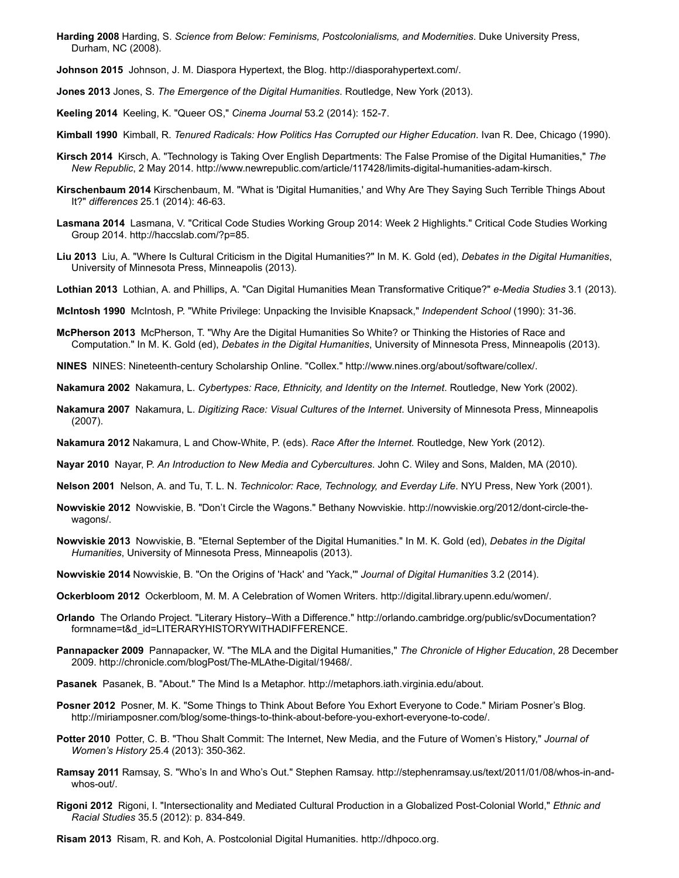**Harding 2008** Harding, S. *Science from Below: Feminisms, Postcolonialisms, and Modernities*. Duke University Press, Durham, NC (2008).

**Johnson 2015** Johnson, J. M. Diaspora Hypertext, the Blog. http://diasporahypertext.com/.

**Jones 2013** Jones, S. *The Emergence of the Digital Humanities*. Routledge, New York (2013).

**Keeling 2014** Keeling, K. "Queer OS," *Cinema Journal* 53.2 (2014): 152-7.

**Kimball 1990** Kimball, R. *Tenured Radicals: How Politics Has Corrupted our Higher Education*. Ivan R. Dee, Chicago (1990).

**Kirsch 2014** Kirsch, A. "Technology is Taking Over English Departments: The False Promise of the Digital Humanities," *The New Republic*, 2 May 2014. http://www.newrepublic.com/article/117428/limits-digital-humanities-adam-kirsch.

**Kirschenbaum 2014** Kirschenbaum, M. "What is 'Digital Humanities,' and Why Are They Saying Such Terrible Things About It?" *differences* 25.1 (2014): 46-63.

**Lasmana 2014** Lasmana, V. "Critical Code Studies Working Group 2014: Week 2 Highlights." Critical Code Studies Working Group 2014. http://haccslab.com/?p=85.

**Liu 2013** Liu, A. "Where Is Cultural Criticism in the Digital Humanities?" In M. K. Gold (ed), *Debates in the Digital Humanities*, University of Minnesota Press, Minneapolis (2013).

**Lothian 2013** Lothian, A. and Phillips, A. "Can Digital Humanities Mean Transformative Critique?" *e-Media Studies* 3.1 (2013).

**McIntosh 1990** McIntosh, P. "White Privilege: Unpacking the Invisible Knapsack," *Independent School* (1990): 31-36.

**McPherson 2013** McPherson, T. "Why Are the Digital Humanities So White? or Thinking the Histories of Race and Computation." In M. K. Gold (ed), *Debates in the Digital Humanities*, University of Minnesota Press, Minneapolis (2013).

**NINES** NINES: Nineteenth-century Scholarship Online. "Collex." http://www.nines.org/about/software/collex/.

**Nakamura 2002** Nakamura, L. *Cybertypes: Race, Ethnicity, and Identity on the Internet*. Routledge, New York (2002).

**Nakamura 2007** Nakamura, L. *Digitizing Race: Visual Cultures of the Internet*. University of Minnesota Press, Minneapolis (2007).

**Nakamura 2012** Nakamura, L and Chow-White, P. (eds). *Race After the Internet.* Routledge, New York (2012).

**Nayar 2010** Nayar, P. *An Introduction to New Media and Cybercultures*. John C. Wiley and Sons, Malden, MA (2010).

**Nelson 2001** Nelson, A. and Tu, T. L. N. *Technicolor: Race, Technology, and Everday Life*. NYU Press, New York (2001).

**Nowviskie 2012** Nowviskie, B. "Don't Circle the Wagons." Bethany Nowviskie. http://nowviskie.org/2012/dont-circle-the-wagons/.

**Nowviskie 2013** Nowviskie, B. "Eternal September of the Digital Humanities." In M. K. Gold (ed), *Debates in the Digital Humanities*, University of Minnesota Press, Minneapolis (2013).

**Nowviskie 2014** Nowviskie, B. "On the Origins of 'Hack' and 'Yack,'" *Journal of Digital Humanities* 3.2 (2014).

**Ockerbloom 2012** Ockerbloom, M. M. A Celebration of Women Writers. http://digital.library.upenn.edu/women/.

**Orlando** The Orlando Project. "Literary History–With a Difference." http://orlando.cambridge.org/public/svDocumentation?formname=t&d_id=LITERARYHISTORYWITHADIFFERENCE.

**Pannapacker 2009** Pannapacker, W. "The MLA and the Digital Humanities," *The Chronicle of Higher Education*, 28 December 2009. http://chronicle.com/blogPost/The-MLAthe-Digital/19468/.

**Pasanek** Pasanek, B. "About." The Mind Is a Metaphor. http://metaphors.iath.virginia.edu/about.

**Posner 2012** Posner, M. K. "Some Things to Think About Before You Exhort Everyone to Code." Miriam Posner's Blog. http://miriamposner.com/blog/some-things-to-think-about-before-you-exhort-everyone-to-code/.

**Potter 2010** Potter, C. B. "Thou Shalt Commit: The Internet, New Media, and the Future of Women's History," *Journal of Women's History* 25.4 (2013): 350-362.

**Ramsay 2011** Ramsay, S. "Who's In and Who's Out." Stephen Ramsay. http://stephenramsay.us/text/2011/01/08/whos-in-and-whos-out/.

**Rigoni 2012** Rigoni, I. "Intersectionality and Mediated Cultural Production in a Globalized Post-Colonial World," *Ethnic and Racial Studies* 35.5 (2012): p. 834-849.

**Risam 2013** Risam, R. and Koh, A. Postcolonial Digital Humanities. http://dhpoco.org.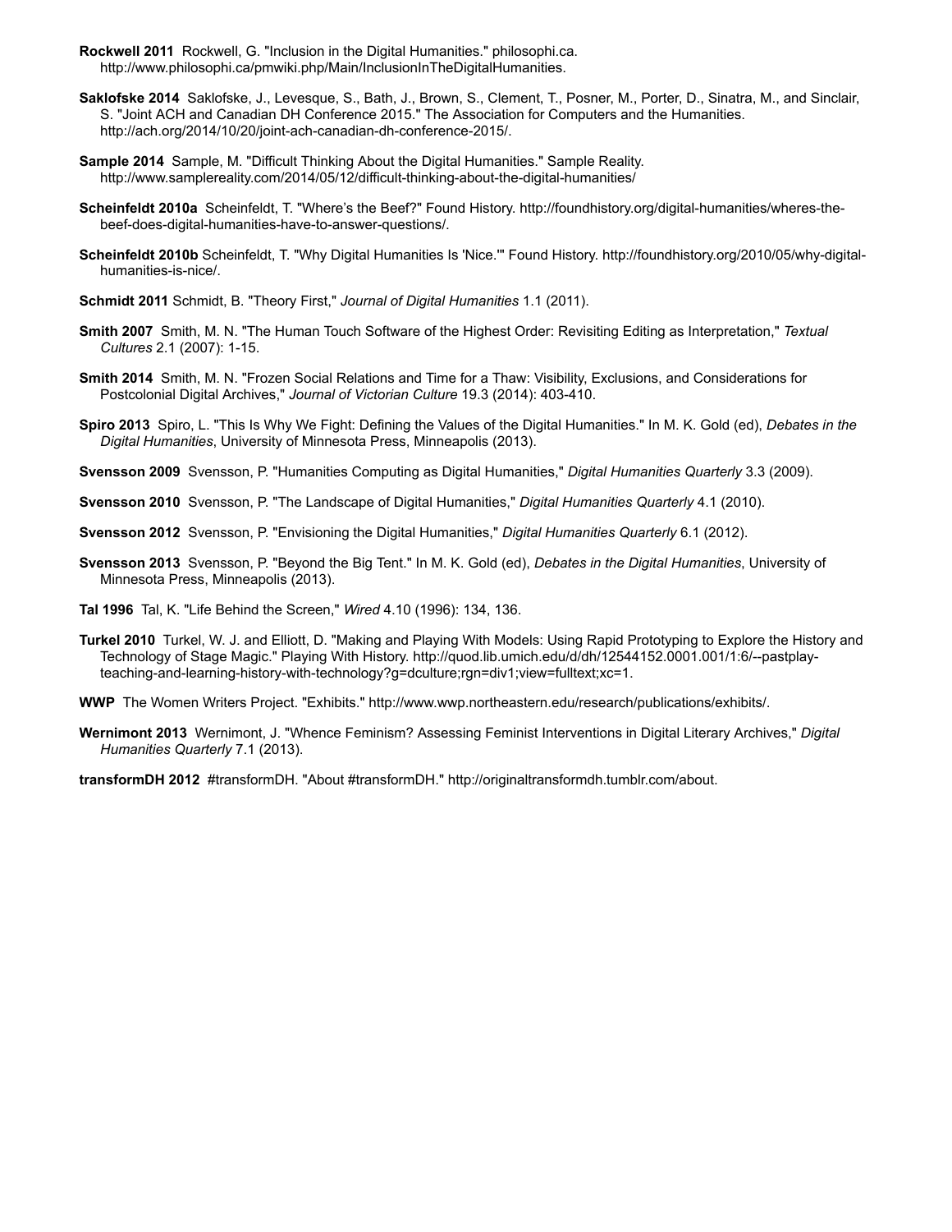**Rockwell 2011** Rockwell, G. "Inclusion in the Digital Humanities." philosophi.ca. http://www.philosophi.ca/pmwiki.php/Main/InclusionInTheDigitalHumanities.

**Saklofske 2014** Saklofske, J., Levesque, S., Bath, J., Brown, S., Clement, T., Posner, M., Porter, D., Sinatra, M., and Sinclair, S. "Joint ACH and Canadian DH Conference 2015." The Association for Computers and the Humanities. http://ach.org/2014/10/20/joint-ach-canadian-dh-conference-2015/.

**Sample 2014** Sample, M. "Difficult Thinking About the Digital Humanities." Sample Reality. http://www.samplereality.com/2014/05/12/difficult-thinking-about-the-digital-humanities/

**Scheinfeldt 2010a** Scheinfeldt, T. "Where's the Beef?" Found History. http://foundhistory.org/digital-humanities/wheres-the-beef-does-digital-humanities-have-to-answer-questions/.

**Scheinfeldt 2010b** Scheinfeldt, T. "Why Digital Humanities Is 'Nice.'" Found History. http://foundhistory.org/2010/05/why-digital-humanities-is-nice/.

**Schmidt 2011** Schmidt, B. "Theory First," *Journal of Digital Humanities* 1.1 (2011).

**Smith 2007** Smith, M. N. "The Human Touch Software of the Highest Order: Revisiting Editing as Interpretation," *Textual Cultures* 2.1 (2007): 1-15.

**Smith 2014** Smith, M. N. "Frozen Social Relations and Time for a Thaw: Visibility, Exclusions, and Considerations for Postcolonial Digital Archives," *Journal of Victorian Culture* 19.3 (2014): 403-410.

**Spiro 2013** Spiro, L. "This Is Why We Fight: Defining the Values of the Digital Humanities." In M. K. Gold (ed), *Debates in the Digital Humanities*, University of Minnesota Press, Minneapolis (2013).

**Svensson 2009** Svensson, P. "Humanities Computing as Digital Humanities," *Digital Humanities Quarterly* 3.3 (2009).

**Svensson 2010** Svensson, P. "The Landscape of Digital Humanities," *Digital Humanities Quarterly* 4.1 (2010).

**Svensson 2012** Svensson, P. "Envisioning the Digital Humanities," *Digital Humanities Quarterly* 6.1 (2012).

**Svensson 2013** Svensson, P. "Beyond the Big Tent." In M. K. Gold (ed), *Debates in the Digital Humanities*, University of Minnesota Press, Minneapolis (2013).

**Tal 1996** Tal, K. "Life Behind the Screen," *Wired* 4.10 (1996): 134, 136.

**Turkel 2010** Turkel, W. J. and Elliott, D. "Making and Playing With Models: Using Rapid Prototyping to Explore the History and Technology of Stage Magic." Playing With History. http://quod.lib.umich.edu/d/dh/12544152.0001.001/1:6/--pastplay-teaching-and-learning-history-with-technology?g=dculture;rgn=div1;view=fulltext;xc=1.

**WWP** The Women Writers Project. "Exhibits." http://www.wwp.northeastern.edu/research/publications/exhibits/.

**Wernimont 2013** Wernimont, J. "Whence Feminism? Assessing Feminist Interventions in Digital Literary Archives," *Digital Humanities Quarterly* 7.1 (2013).

**transformDH 2012** #transformDH. "About #transformDH." http://originaltransformdh.tumblr.com/about.